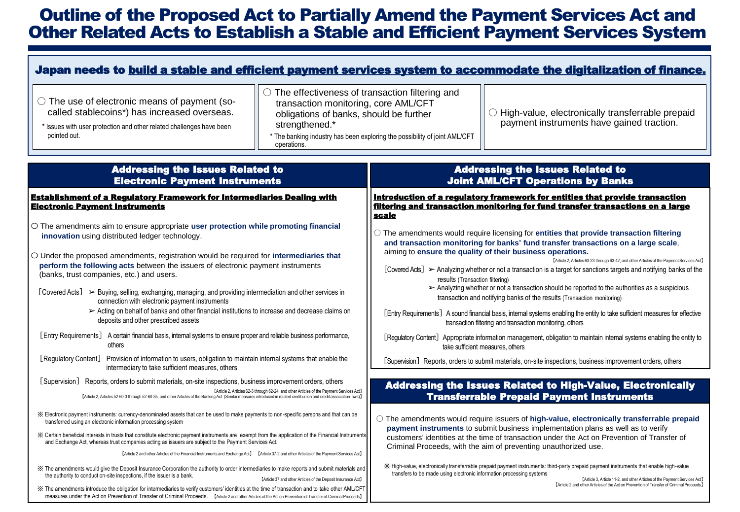# Outline of the Proposed Act to Partially Amend the Payment Services Act and Other Related Acts to Establish a Stable and Efficient Payment Services System

## Japan needs to build a stable and efficient payment services system to accommodate the digitalization of finance.

○ The use of electronic means of payment (so-called stablecoins*) has increased overseas.

\* Issues with user protection and other related challenges have been pointed out.

○ The effectiveness of transaction filtering and transaction monitoring, core AML/CFT obligations of banks, should be further strengthened.*

\* The banking industry has been exploring the possibility of joint AML/CFT operations.

○ High-value, electronically transferrable prepaid payment instruments have gained traction.

## Addressing the Issues Related to Electronic Payment Instruments

**Establishment of a Regulatory Framework for Intermediaries Dealing with Electronic Payment Instruments**

○ The amendments aim to ensure appropriate **user protection while promoting financial innovation** using distributed ledger technology.

○ Under the proposed amendments, registration would be required for **intermediaries that perform the following acts** between the issuers of electronic payment instruments (banks, trust companies, etc.) and users.

［Covered Acts］
- ➢ Buying, selling, exchanging, managing, and providing intermediation and other services in connection with electronic payment instruments
- ➢ Acting on behalf of banks and other financial institutions to increase and decrease claims on deposits and other prescribed assets

［Entry Requirements］ A certain financial basis, internal systems to ensure proper and reliable business performance, others

［Regulatory Content］ Provision of information to users, obligation to maintain internal systems that enable the intermediary to take sufficient measures, others

［Supervision］ Reports, orders to submit materials, on-site inspections, business improvement orders, others

【Article 2, Articles 62-3 through 62-24, and other Articles of the Payment Services Act】
【Article 2, Articles 52-60-3 through 52-60-35, and other Articles of the Banking Act (Similar measures introduced in related credit union and credit association laws)】

※ Electronic payment instruments: currency-denominated assets that can be used to make payments to non-specific persons and that can be transferred using an electronic information processing system

※ Certain beneficial interests in trusts that constitute electronic payment instruments are exempt from the application of the Financial Instruments and Exchange Act, whereas trust companies acting as issuers are subject to the Payment Services Act.

【Article 2 and other Articles of the Financial Instruments and Exchange Act】 【Article 37-2 and other Articles of the Payment Services Act】

※ The amendments would give the Deposit Insurance Corporation the authority to order intermediaries to make reports and submit materials and the authority to conduct on-site inspections, if the issuer is a bank.

【Article 37 and other Articles of the Deposit Insurance Act】

※ The amendments introduce the obligation for intermediaries to verify customers' identities at the time of transaction and to take other AML/CFT measures under the Act on Prevention of Transfer of Criminal Proceeds. 【Article 2 and other Articles of the Act on Prevention of Transfer of Criminal Proceeds】

## Addressing the Issues Related to Joint AML/CFT Operations by Banks

**Introduction of a regulatory framework for entities that provide transaction filtering and transaction monitoring for fund transfer transactions on a large scale**

○ The amendments would require licensing for **entities that provide transaction filtering and transaction monitoring for banks' fund transfer transactions on a large scale**, aiming to **ensure the quality of their business operations.**

【Article 2, Articles 63-23 through 63-42, and other Articles of the Payment Services Act】

［Covered Acts］
- ➢ Analyzing whether or not a transaction is a target for sanctions targets and notifying banks of the results (Transaction filtering)
- ➢ Analyzing whether or not a transaction should be reported to the authorities as a suspicious transaction and notifying banks of the results (Transaction monitoring)

［Entry Requirements］ A sound financial basis, internal systems enabling the entity to take sufficient measures for effective transaction filtering and transaction monitoring, others

［Regulatory Content］ Appropriate information management, obligation to maintain internal systems enabling the entity to take sufficient measures, others

［Supervision］ Reports, orders to submit materials, on-site inspections, business improvement orders, others

## Addressing the Issues Related to High-Value, Electronically Transferrable Prepaid Payment Instruments

○ The amendments would require issuers of **high-value, electronically transferrable prepaid payment instruments** to submit business implementation plans as well as to verify customers' identities at the time of transaction under the Act on Prevention of Transfer of Criminal Proceeds, with the aim of preventing unauthorized use.

※ High-value, electronically transferrable prepaid payment instruments: third-party prepaid payment instruments that enable high-value transfers to be made using electronic information processing systems

【Article 3, Article 11-2, and other Articles of the Payment Services Act】
【Article 2 and other Articles of the Act on Prevention of Transfer of Criminal Proceeds】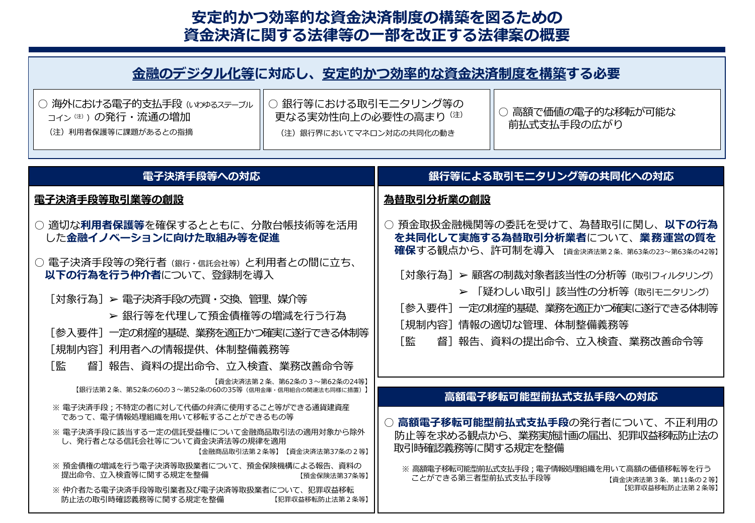# 安定的かつ効率的な資金決済制度の構築を図るための資金決済に関する法律等の一部を改正する法律案の概要

## 金融のデジタル化等に対応し、安定的かつ効率的な資金決済制度を構築する必要

○ 海外における電子的支払手段（いわゆるステーブルコイン（注））の発行・流通の増加

（注）利用者保護等に課題があるとの指摘

○ 銀行等における取引モニタリング等の更なる実効性向上の必要性の高まり（注）

（注）銀行界においてマネロン対応の共同化の動き

○ 高額で価値の電子的な移転が可能な前払式支払手段の広がり

## 電子決済手段等への対応

**電子決済手段等取引業等の創設**

○ 適切な**利用者保護等**を確保するとともに、分散台帳技術等を活用した**金融イノベーションに向けた取組み等を促進**

○ 電子決済手段等の発行者（銀行・信託会社等）と利用者との間に立ち、**以下の行為を行う仲介者**について、登録制を導入

［対象行為］➢ 電子決済手段の売買・交換、管理、媒介等
　　　　　　➢ 銀行等を代理して預金債権等の増減を行う行為
［参入要件］一定の財産的基礎、業務を適正かつ確実に遂行できる体制等
［規制内容］利用者への情報提供、体制整備義務等
［監　　督］報告、資料の提出命令、立入検査、業務改善命令等

【資金決済法第２条、第62条の３～第62条の24等】
【銀行法第２条、第52条の60の３～第52条の60の35等（信用金庫・信用組合の関連法も同様に措置）】

※ 電子決済手段；不特定の者に対して代価の弁済に使用すること等ができる通貨建資産であって、電子情報処理組織を用いて移転することができるもの等

※ 電子決済手段に該当する一定の信託受益権について金融商品取引法の適用対象から除外し、発行者となる信託会社等について資金決済法等の規律を適用
【金融商品取引法第２条等】【資金決済法第37条の２等】

※ 預金債権の増減を行う電子決済等取扱業者について、預金保険機構による報告、資料の提出命令、立入検査等に関する規定を整備
【預金保険法第37条等】

※ 仲介者たる電子決済手段等取引業者及び電子決済等取扱業者について、犯罪収益移転防止法の取引時確認義務等に関する規定を整備
【犯罪収益移転防止法第２条等】

## 銀行等による取引モニタリング等の共同化への対応

**為替取引分析業の創設**

○ 預金取扱金融機関等の委託を受けて、為替取引に関し、**以下の行為を共同化して実施する為替取引分析業者**について、**業務運営の質を確保**する観点から、許可制を導入 【資金決済法第２条、第63条の23～第63条の42等】

［対象行為］➢ 顧客の制裁対象者該当性の分析等（取引フィルタリング）
　　　　　　➢ 「疑わしい取引」該当性の分析等（取引モニタリング）
［参入要件］一定の財産的基礎、業務を適正かつ確実に遂行できる体制等
［規制内容］情報の適切な管理、体制整備義務等
［監　　督］報告、資料の提出命令、立入検査、業務改善命令等

## 高額電子移転可能型前払式支払手段への対応

○ **高額電子移転可能型前払式支払手段**の発行者について、不正利用の防止等を求める観点から、業務実施計画の届出、犯罪収益移転防止法の取引時確認義務等に関する規定を整備

※ 高額電子移転可能型前払式支払手段；電子情報処理組織を用いて高額の価値移転等を行うことができる第三者型前払式支払手段等
【資金決済法第３条、第11条の２等】
【犯罪収益移転防止法第２条等】